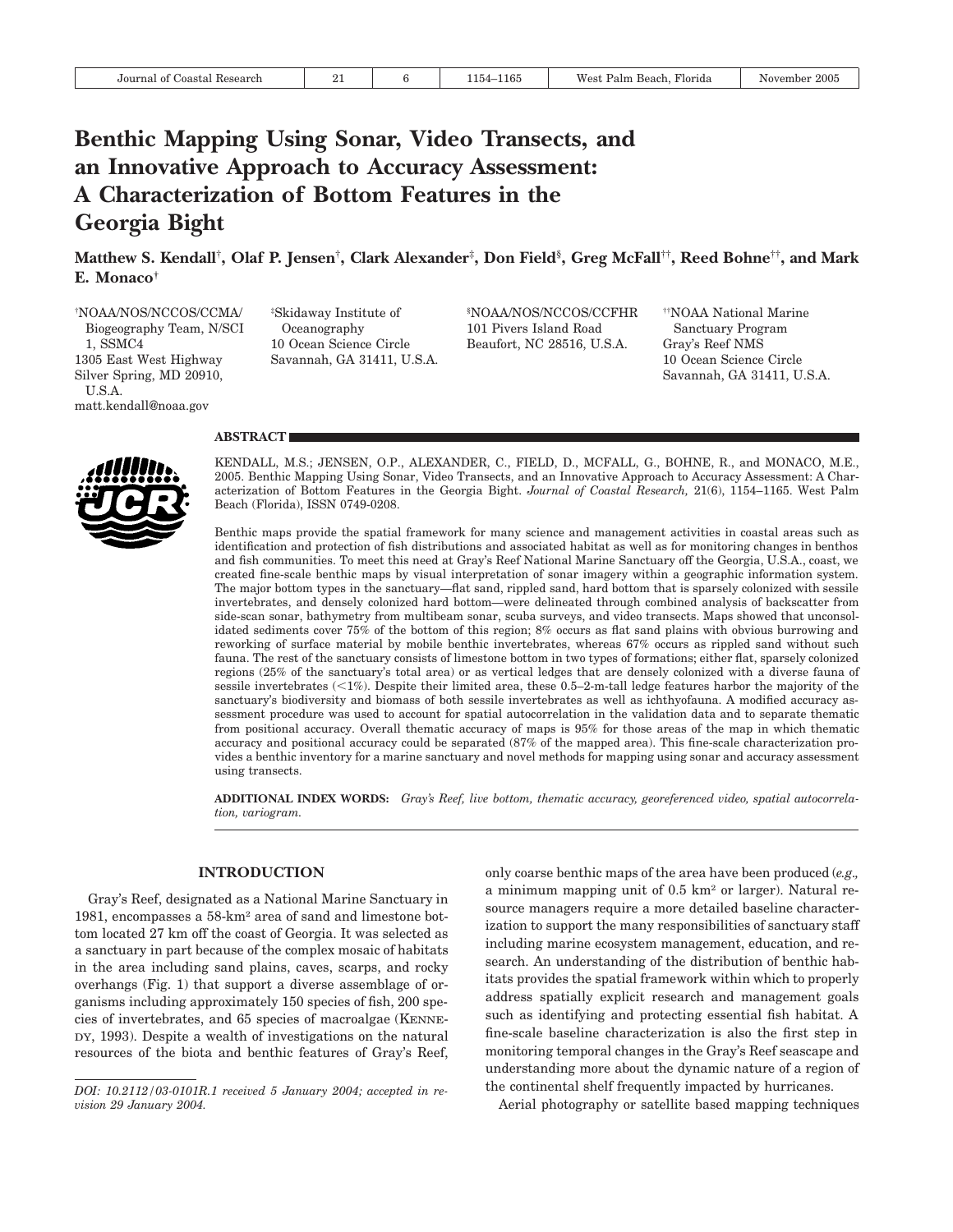# Benthic Mapping Using Sonar, Video Transects, and an Innovative Approach to Accuracy Assessment: A Characterization of Bottom Features in the Georgia Bight

**Matthew S. Kendall[†], Olaf P. Jensen[†], Clark Alexander[‡], Don Field[§], Greg McFall[††], Reed Bohne[††], and Mark E. Monaco[†]**

[†]NOAA/NOS/NCCOS/CCMA/ Biogeography Team, N/SCI 1, SSMC4
1305 East West Highway
Silver Spring, MD 20910, U.S.A.
matt.kendall@noaa.gov

[‡]Skidaway Institute of Oceanography
10 Ocean Science Circle
Savannah, GA 31411, U.S.A.

[§]NOAA/NOS/NCCOS/CCFHR
101 Pivers Island Road
Beaufort, NC 28516, U.S.A.

[††]NOAA National Marine Sanctuary Program
Gray's Reef NMS
10 Ocean Science Circle
Savannah, GA 31411, U.S.A.

## ABSTRACT

KENDALL, M.S.; JENSEN, O.P.; ALEXANDER, C., FIELD, D., MCFALL, G., BOHNE, R., and MONACO, M.E., 2005. Benthic Mapping Using Sonar, Video Transects, and an Innovative Approach to Accuracy Assessment: A Characterization of Bottom Features in the Georgia Bight. *Journal of Coastal Research,* 21(6), 1154–1165. West Palm Beach (Florida), ISSN 0749-0208.

Benthic maps provide the spatial framework for many science and management activities in coastal areas such as identification and protection of fish distributions and associated habitat as well as for monitoring changes in benthos and fish communities. To meet this need at Gray's Reef National Marine Sanctuary off the Georgia, U.S.A., coast, we created fine-scale benthic maps by visual interpretation of sonar imagery within a geographic information system. The major bottom types in the sanctuary—flat sand, rippled sand, hard bottom that is sparsely colonized with sessile invertebrates, and densely colonized hard bottom—were delineated through combined analysis of backscatter from side-scan sonar, bathymetry from multibeam sonar, scuba surveys, and video transects. Maps showed that unconsolidated sediments cover 75% of the bottom of this region; 8% occurs as flat sand plains with obvious burrowing and reworking of surface material by mobile benthic invertebrates, whereas 67% occurs as rippled sand without such fauna. The rest of the sanctuary consists of limestone bottom in two types of formations; either flat, sparsely colonized regions (25% of the sanctuary's total area) or as vertical ledges that are densely colonized with a diverse fauna of sessile invertebrates (<1%). Despite their limited area, these 0.5–2-m-tall ledge features harbor the majority of the sanctuary's biodiversity and biomass of both sessile invertebrates as well as ichthyofauna. A modified accuracy assessment procedure was used to account for spatial autocorrelation in the validation data and to separate thematic from positional accuracy. Overall thematic accuracy of maps is 95% for those areas of the map in which thematic accuracy and positional accuracy could be separated (87% of the mapped area). This fine-scale characterization provides a benthic inventory for a marine sanctuary and novel methods for mapping using sonar and accuracy assessment using transects.

**ADDITIONAL INDEX WORDS:** *Gray's Reef, live bottom, thematic accuracy, georeferenced video, spatial autocorrelation, variogram.*

## INTRODUCTION

Gray's Reef, designated as a National Marine Sanctuary in 1981, encompasses a 58-km$^2$ area of sand and limestone bottom located 27 km off the coast of Georgia. It was selected as a sanctuary in part because of the complex mosaic of habitats in the area including sand plains, caves, scarps, and rocky overhangs (Fig. 1) that support a diverse assemblage of organisms including approximately 150 species of fish, 200 species of invertebrates, and 65 species of macroalgae (KENNEDY, 1993). Despite a wealth of investigations on the natural resources of the biota and benthic features of Gray's Reef, only coarse benthic maps of the area have been produced (*e.g.,* a minimum mapping unit of 0.5 km$^2$ or larger). Natural resource managers require a more detailed baseline characterization to support the many responsibilities of sanctuary staff including marine ecosystem management, education, and research. An understanding of the distribution of benthic habitats provides the spatial framework within which to properly address spatially explicit research and management goals such as identifying and protecting essential fish habitat. A fine-scale baseline characterization is also the first step in monitoring temporal changes in the Gray's Reef seascape and understanding more about the dynamic nature of a region of the continental shelf frequently impacted by hurricanes.

Aerial photography or satellite based mapping techniques

*DOI: 10.2112/03-0101R.1 received 5 January 2004; accepted in revision 29 January 2004.*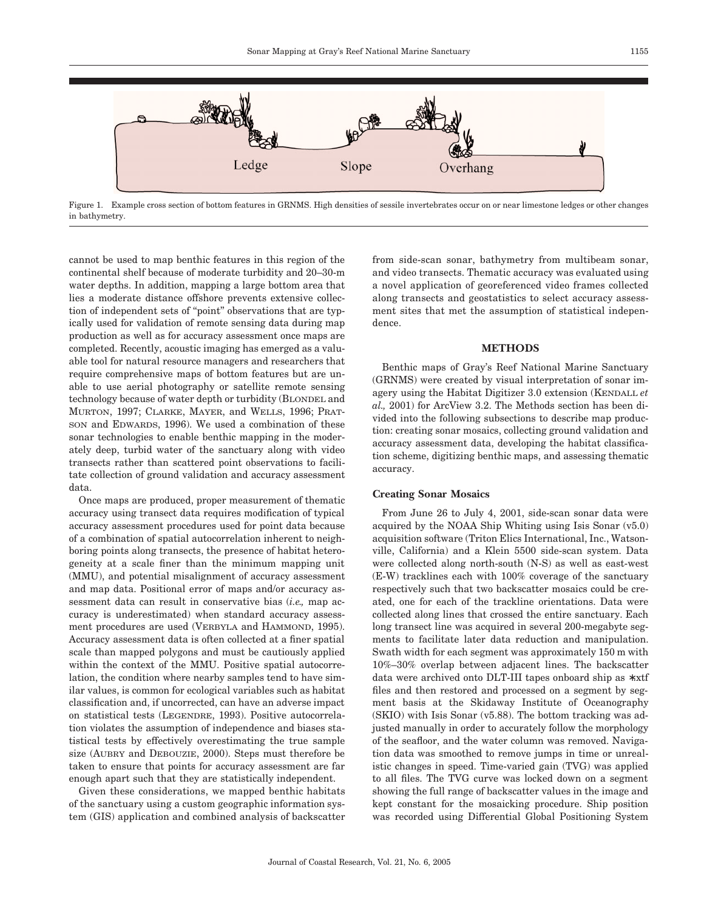Ledge

Slope

Overhang

Figure 1. Example cross section of bottom features in GRNMS. High densities of sessile invertebrates occur on or near limestone ledges or other changes in bathymetry.

cannot be used to map benthic features in this region of the continental shelf because of moderate turbidity and 20–30-m water depths. In addition, mapping a large bottom area that lies a moderate distance offshore prevents extensive collection of independent sets of "point" observations that are typically used for validation of remote sensing data during map production as well as for accuracy assessment once maps are completed. Recently, acoustic imaging has emerged as a valuable tool for natural resource managers and researchers that require comprehensive maps of bottom features but are unable to use aerial photography or satellite remote sensing technology because of water depth or turbidity (BLONDEL and MURTON, 1997; CLARKE, MAYER, and WELLS, 1996; PRATSON and EDWARDS, 1996). We used a combination of these sonar technologies to enable benthic mapping in the moderately deep, turbid water of the sanctuary along with video transects rather than scattered point observations to facilitate collection of ground validation and accuracy assessment data.

Once maps are produced, proper measurement of thematic accuracy using transect data requires modification of typical accuracy assessment procedures used for point data because of a combination of spatial autocorrelation inherent to neighboring points along transects, the presence of habitat heterogeneity at a scale finer than the minimum mapping unit (MMU), and potential misalignment of accuracy assessment and map data. Positional error of maps and/or accuracy assessment data can result in conservative bias (*i.e.,* map accuracy is underestimated) when standard accuracy assessment procedures are used (VERBYLA and HAMMOND, 1995). Accuracy assessment data is often collected at a finer spatial scale than mapped polygons and must be cautiously applied within the context of the MMU. Positive spatial autocorrelation, the condition where nearby samples tend to have similar values, is common for ecological variables such as habitat classification and, if uncorrected, can have an adverse impact on statistical tests (LEGENDRE, 1993). Positive autocorrelation violates the assumption of independence and biases statistical tests by effectively overestimating the true sample size (AUBRY and DEBOUZIE, 2000). Steps must therefore be taken to ensure that points for accuracy assessment are far enough apart such that they are statistically independent.

Given these considerations, we mapped benthic habitats of the sanctuary using a custom geographic information system (GIS) application and combined analysis of backscatter from side-scan sonar, bathymetry from multibeam sonar, and video transects. Thematic accuracy was evaluated using a novel application of georeferenced video frames collected along transects and geostatistics to select accuracy assessment sites that met the assumption of statistical independence.

## METHODS

Benthic maps of Gray's Reef National Marine Sanctuary (GRNMS) were created by visual interpretation of sonar imagery using the Habitat Digitizer 3.0 extension (KENDALL *et al.,* 2001) for ArcView 3.2. The Methods section has been divided into the following subsections to describe map production: creating sonar mosaics, collecting ground validation and accuracy assessment data, developing the habitat classification scheme, digitizing benthic maps, and assessing thematic accuracy.

### Creating Sonar Mosaics

From June 26 to July 4, 2001, side-scan sonar data were acquired by the NOAA Ship Whiting using Isis Sonar (v5.0) acquisition software (Triton Elics International, Inc., Watsonville, California) and a Klein 5500 side-scan system. Data were collected along north-south (N-S) as well as east-west (E-W) tracklines each with 100% coverage of the sanctuary respectively such that two backscatter mosaics could be created, one for each of the trackline orientations. Data were collected along lines that crossed the entire sanctuary. Each long transect line was acquired in several 200-megabyte segments to facilitate later data reduction and manipulation. Swath width for each segment was approximately 150 m with 10%–30% overlap between adjacent lines. The backscatter data were archived onto DLT-III tapes onboard ship as *xtf files and then restored and processed on a segment by segment basis at the Skidaway Institute of Oceanography (SKIO) with Isis Sonar (v5.88). The bottom tracking was adjusted manually in order to accurately follow the morphology of the seafloor, and the water column was removed. Navigation data was smoothed to remove jumps in time or unrealistic changes in speed. Time-varied gain (TVG) was applied to all files. The TVG curve was locked down on a segment showing the full range of backscatter values in the image and kept constant for the mosaicking procedure. Ship position was recorded using Differential Global Positioning System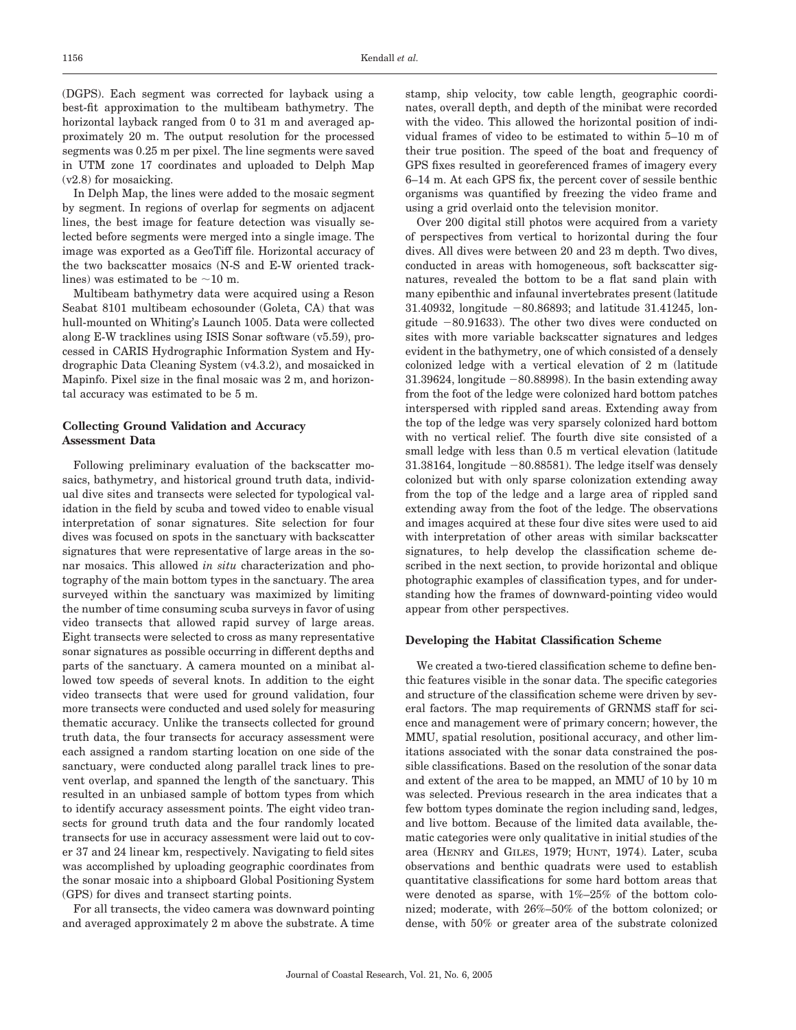(DGPS). Each segment was corrected for layback using a best-fit approximation to the multibeam bathymetry. The horizontal layback ranged from 0 to 31 m and averaged approximately 20 m. The output resolution for the processed segments was 0.25 m per pixel. The line segments were saved in UTM zone 17 coordinates and uploaded to Delph Map (v2.8) for mosaicking.

In Delph Map, the lines were added to the mosaic segment by segment. In regions of overlap for segments on adjacent lines, the best image for feature detection was visually selected before segments were merged into a single image. The image was exported as a GeoTiff file. Horizontal accuracy of the two backscatter mosaics (N-S and E-W oriented tracklines) was estimated to be ~10 m.

Multibeam bathymetry data were acquired using a Reson Seabat 8101 multibeam echosounder (Goleta, CA) that was hull-mounted on Whiting's Launch 1005. Data were collected along E-W tracklines using ISIS Sonar software (v5.59), processed in CARIS Hydrographic Information System and Hydrographic Data Cleaning System (v4.3.2), and mosaicked in Mapinfo. Pixel size in the final mosaic was 2 m, and horizontal accuracy was estimated to be 5 m.

### Collecting Ground Validation and Accuracy Assessment Data

Following preliminary evaluation of the backscatter mosaics, bathymetry, and historical ground truth data, individual dive sites and transects were selected for typological validation in the field by scuba and towed video to enable visual interpretation of sonar signatures. Site selection for four dives was focused on spots in the sanctuary with backscatter signatures that were representative of large areas in the sonar mosaics. This allowed *in situ* characterization and photography of the main bottom types in the sanctuary. The area surveyed within the sanctuary was maximized by limiting the number of time consuming scuba surveys in favor of using video transects that allowed rapid survey of large areas. Eight transects were selected to cross as many representative sonar signatures as possible occurring in different depths and parts of the sanctuary. A camera mounted on a minibat allowed tow speeds of several knots. In addition to the eight video transects that were used for ground validation, four more transects were conducted and used solely for measuring thematic accuracy. Unlike the transects collected for ground truth data, the four transects for accuracy assessment were each assigned a random starting location on one side of the sanctuary, were conducted along parallel track lines to prevent overlap, and spanned the length of the sanctuary. This resulted in an unbiased sample of bottom types from which to identify accuracy assessment points. The eight video transects for ground truth data and the four randomly located transects for use in accuracy assessment were laid out to cover 37 and 24 linear km, respectively. Navigating to field sites was accomplished by uploading geographic coordinates from the sonar mosaic into a shipboard Global Positioning System (GPS) for dives and transect starting points.

For all transects, the video camera was downward pointing and averaged approximately 2 m above the substrate. A time stamp, ship velocity, tow cable length, geographic coordinates, overall depth, and depth of the minibat were recorded with the video. This allowed the horizontal position of individual frames of video to be estimated to within 5–10 m of their true position. The speed of the boat and frequency of GPS fixes resulted in georeferenced frames of imagery every 6–14 m. At each GPS fix, the percent cover of sessile benthic organisms was quantified by freezing the video frame and using a grid overlaid onto the television monitor.

Over 200 digital still photos were acquired from a variety of perspectives from vertical to horizontal during the four dives. All dives were between 20 and 23 m depth. Two dives, conducted in areas with homogeneous, soft backscatter signatures, revealed the bottom to be a flat sand plain with many epibenthic and infaunal invertebrates present (latitude 31.40932, longitude −80.86893; and latitude 31.41245, longitude −80.91633). The other two dives were conducted on sites with more variable backscatter signatures and ledges evident in the bathymetry, one of which consisted of a densely colonized ledge with a vertical elevation of 2 m (latitude 31.39624, longitude −80.88998). In the basin extending away from the foot of the ledge were colonized hard bottom patches interspersed with rippled sand areas. Extending away from the top of the ledge was very sparsely colonized hard bottom with no vertical relief. The fourth dive site consisted of a small ledge with less than 0.5 m vertical elevation (latitude 31.38164, longitude −80.88581). The ledge itself was densely colonized but with only sparse colonization extending away from the top of the ledge and a large area of rippled sand extending away from the foot of the ledge. The observations and images acquired at these four dive sites were used to aid with interpretation of other areas with similar backscatter signatures, to help develop the classification scheme described in the next section, to provide horizontal and oblique photographic examples of classification types, and for understanding how the frames of downward-pointing video would appear from other perspectives.

### Developing the Habitat Classification Scheme

We created a two-tiered classification scheme to define benthic features visible in the sonar data. The specific categories and structure of the classification scheme were driven by several factors. The map requirements of GRNMS staff for science and management were of primary concern; however, the MMU, spatial resolution, positional accuracy, and other limitations associated with the sonar data constrained the possible classifications. Based on the resolution of the sonar data and extent of the area to be mapped, an MMU of 10 by 10 m was selected. Previous research in the area indicates that a few bottom types dominate the region including sand, ledges, and live bottom. Because of the limited data available, thematic categories were only qualitative in initial studies of the area (Henry and Giles, 1979; Hunt, 1974). Later, scuba observations and benthic quadrats were used to establish quantitative classifications for some hard bottom areas that were denoted as sparse, with 1%–25% of the bottom colonized; moderate, with 26%–50% of the bottom colonized; or dense, with 50% or greater area of the substrate colonized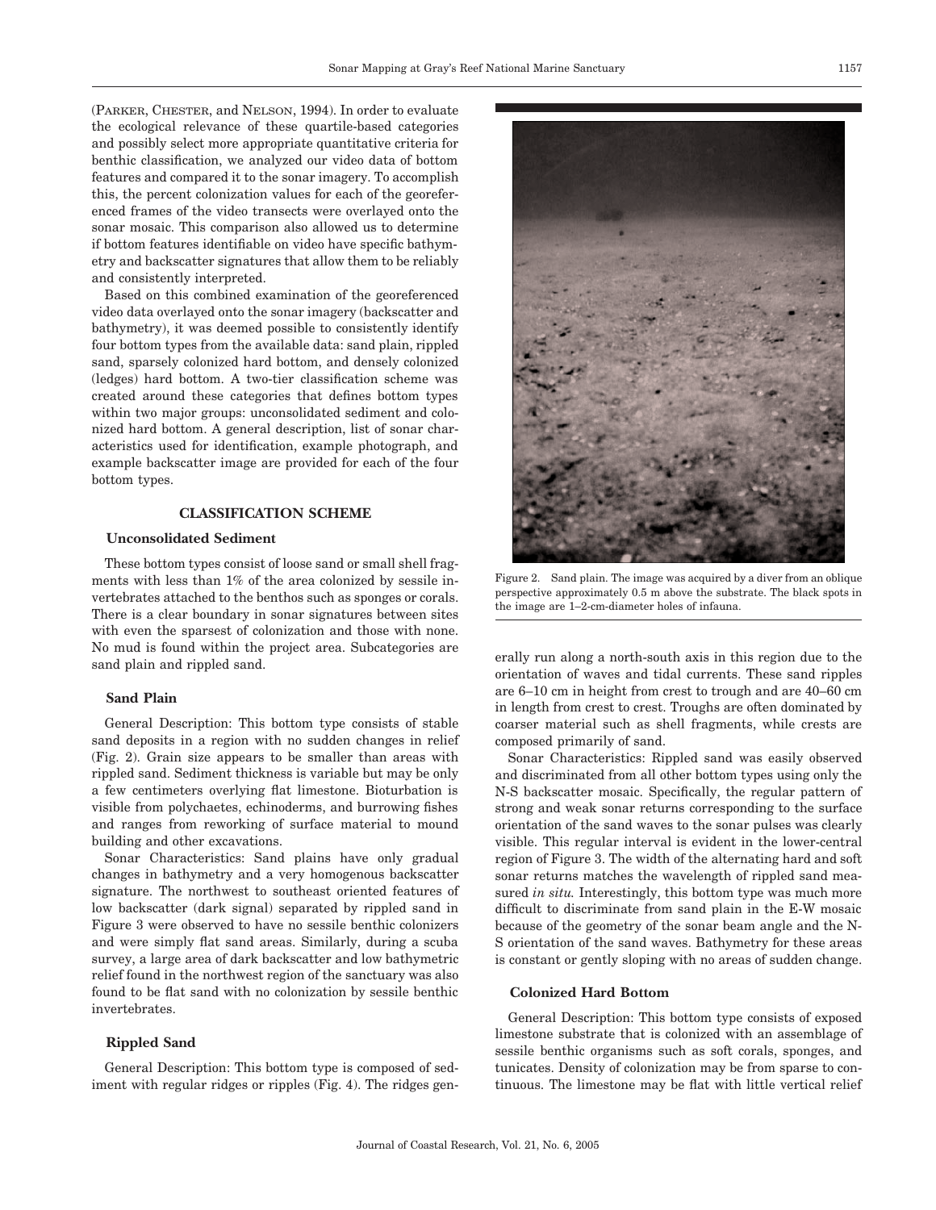(PARKER, CHESTER, and NELSON, 1994). In order to evaluate the ecological relevance of these quartile-based categories and possibly select more appropriate quantitative criteria for benthic classification, we analyzed our video data of bottom features and compared it to the sonar imagery. To accomplish this, the percent colonization values for each of the georeferenced frames of the video transects were overlayed onto the sonar mosaic. This comparison also allowed us to determine if bottom features identifiable on video have specific bathymetry and backscatter signatures that allow them to be reliably and consistently interpreted.

Based on this combined examination of the georeferenced video data overlayed onto the sonar imagery (backscatter and bathymetry), it was deemed possible to consistently identify four bottom types from the available data: sand plain, rippled sand, sparsely colonized hard bottom, and densely colonized (ledges) hard bottom. A two-tier classification scheme was created around these categories that defines bottom types within two major groups: unconsolidated sediment and colonized hard bottom. A general description, list of sonar characteristics used for identification, example photograph, and example backscatter image are provided for each of the four bottom types.

## CLASSIFICATION SCHEME

### Unconsolidated Sediment

These bottom types consist of loose sand or small shell fragments with less than 1% of the area colonized by sessile invertebrates attached to the benthos such as sponges or corals. There is a clear boundary in sonar signatures between sites with even the sparsest of colonization and those with none. No mud is found within the project area. Subcategories are sand plain and rippled sand.

### Sand Plain

General Description: This bottom type consists of stable sand deposits in a region with no sudden changes in relief (Fig. 2). Grain size appears to be smaller than areas with rippled sand. Sediment thickness is variable but may be only a few centimeters overlying flat limestone. Bioturbation is visible from polychaetes, echinoderms, and burrowing fishes and ranges from reworking of surface material to mound building and other excavations.

Sonar Characteristics: Sand plains have only gradual changes in bathymetry and a very homogenous backscatter signature. The northwest to southeast oriented features of low backscatter (dark signal) separated by rippled sand in Figure 3 were observed to have no sessile benthic colonizers and were simply flat sand areas. Similarly, during a scuba survey, a large area of dark backscatter and low bathymetric relief found in the northwest region of the sanctuary was also found to be flat sand with no colonization by sessile benthic invertebrates.

Figure 2. Sand plain. The image was acquired by a diver from an oblique perspective approximately 0.5 m above the substrate. The black spots in the image are 1–2-cm-diameter holes of infauna.

### Rippled Sand

General Description: This bottom type is composed of sediment with regular ridges or ripples (Fig. 4). The ridges generally run along a north-south axis in this region due to the orientation of waves and tidal currents. These sand ripples are 6–10 cm in height from crest to trough and are 40–60 cm in length from crest to crest. Troughs are often dominated by coarser material such as shell fragments, while crests are composed primarily of sand.

Sonar Characteristics: Rippled sand was easily observed and discriminated from all other bottom types using only the N-S backscatter mosaic. Specifically, the regular pattern of strong and weak sonar returns corresponding to the surface orientation of the sand waves to the sonar pulses was clearly visible. This regular interval is evident in the lower-central region of Figure 3. The width of the alternating hard and soft sonar returns matches the wavelength of rippled sand measured *in situ.* Interestingly, this bottom type was much more difficult to discriminate from sand plain in the E-W mosaic because of the geometry of the sonar beam angle and the N-S orientation of the sand waves. Bathymetry for these areas is constant or gently sloping with no areas of sudden change.

### Colonized Hard Bottom

General Description: This bottom type consists of exposed limestone substrate that is colonized with an assemblage of sessile benthic organisms such as soft corals, sponges, and tunicates. Density of colonization may be from sparse to continuous. The limestone may be flat with little vertical relief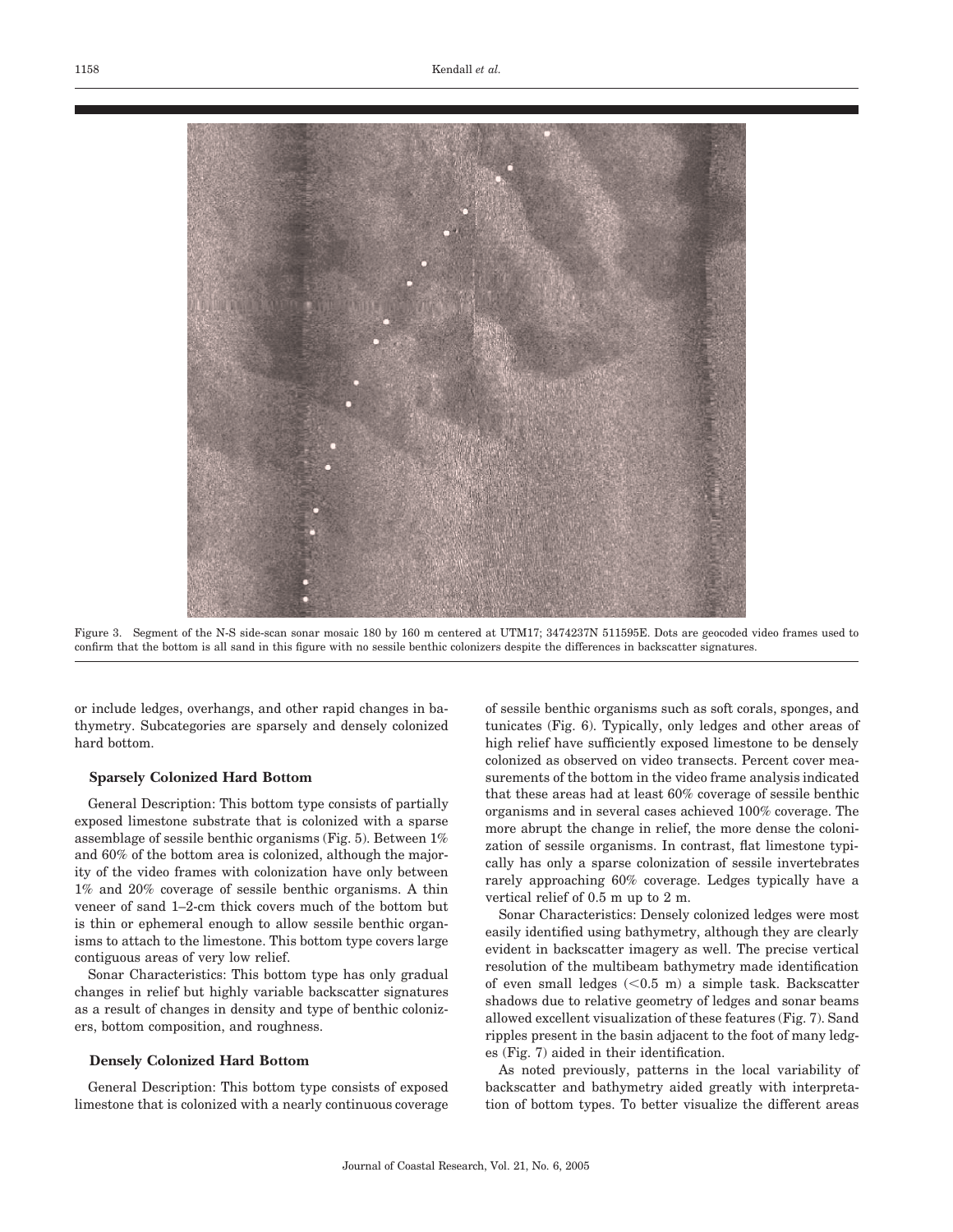Figure 3. Segment of the N-S side-scan sonar mosaic 180 by 160 m centered at UTM17; 3474237N 511595E. Dots are geocoded video frames used to confirm that the bottom is all sand in this figure with no sessile benthic colonizers despite the differences in backscatter signatures.

or include ledges, overhangs, and other rapid changes in bathymetry. Subcategories are sparsely and densely colonized hard bottom.

### Sparsely Colonized Hard Bottom

General Description: This bottom type consists of partially exposed limestone substrate that is colonized with a sparse assemblage of sessile benthic organisms (Fig. 5). Between 1% and 60% of the bottom area is colonized, although the majority of the video frames with colonization have only between 1% and 20% coverage of sessile benthic organisms. A thin veneer of sand 1–2-cm thick covers much of the bottom but is thin or ephemeral enough to allow sessile benthic organisms to attach to the limestone. This bottom type covers large contiguous areas of very low relief.

Sonar Characteristics: This bottom type has only gradual changes in relief but highly variable backscatter signatures as a result of changes in density and type of benthic colonizers, bottom composition, and roughness.

### Densely Colonized Hard Bottom

General Description: This bottom type consists of exposed limestone that is colonized with a nearly continuous coverage of sessile benthic organisms such as soft corals, sponges, and tunicates (Fig. 6). Typically, only ledges and other areas of high relief have sufficiently exposed limestone to be densely colonized as observed on video transects. Percent cover measurements of the bottom in the video frame analysis indicated that these areas had at least 60% coverage of sessile benthic organisms and in several cases achieved 100% coverage. The more abrupt the change in relief, the more dense the colonization of sessile organisms. In contrast, flat limestone typically has only a sparse colonization of sessile invertebrates rarely approaching 60% coverage. Ledges typically have a vertical relief of 0.5 m up to 2 m.

Sonar Characteristics: Densely colonized ledges were most easily identified using bathymetry, although they are clearly evident in backscatter imagery as well. The precise vertical resolution of the multibeam bathymetry made identification of even small ledges (<0.5 m) a simple task. Backscatter shadows due to relative geometry of ledges and sonar beams allowed excellent visualization of these features (Fig. 7). Sand ripples present in the basin adjacent to the foot of many ledges (Fig. 7) aided in their identification.

As noted previously, patterns in the local variability of backscatter and bathymetry aided greatly with interpretation of bottom types. To better visualize the different areas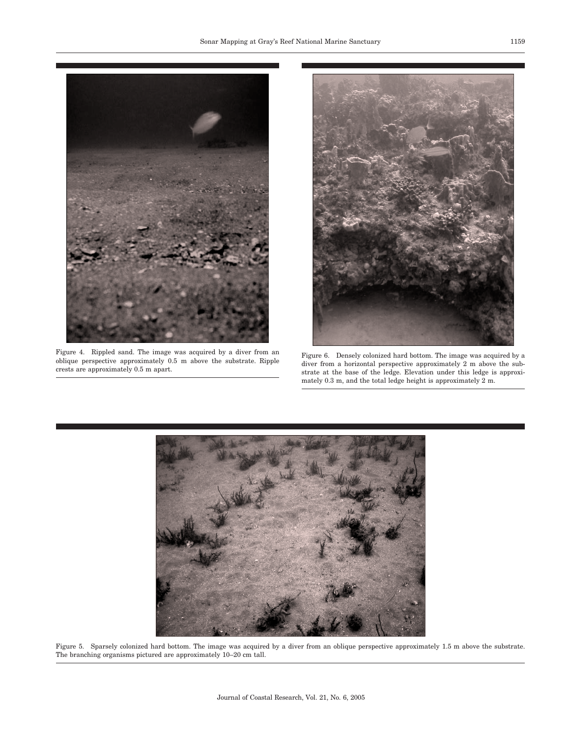Figure 4. Rippled sand. The image was acquired by a diver from an oblique perspective approximately 0.5 m above the substrate. Ripple crests are approximately 0.5 m apart.

Figure 6. Densely colonized hard bottom. The image was acquired by a diver from a horizontal perspective approximately 2 m above the substrate at the base of the ledge. Elevation under this ledge is approximately 0.3 m, and the total ledge height is approximately 2 m.

Figure 5. Sparsely colonized hard bottom. The image was acquired by a diver from an oblique perspective approximately 1.5 m above the substrate. The branching organisms pictured are approximately 10–20 cm tall.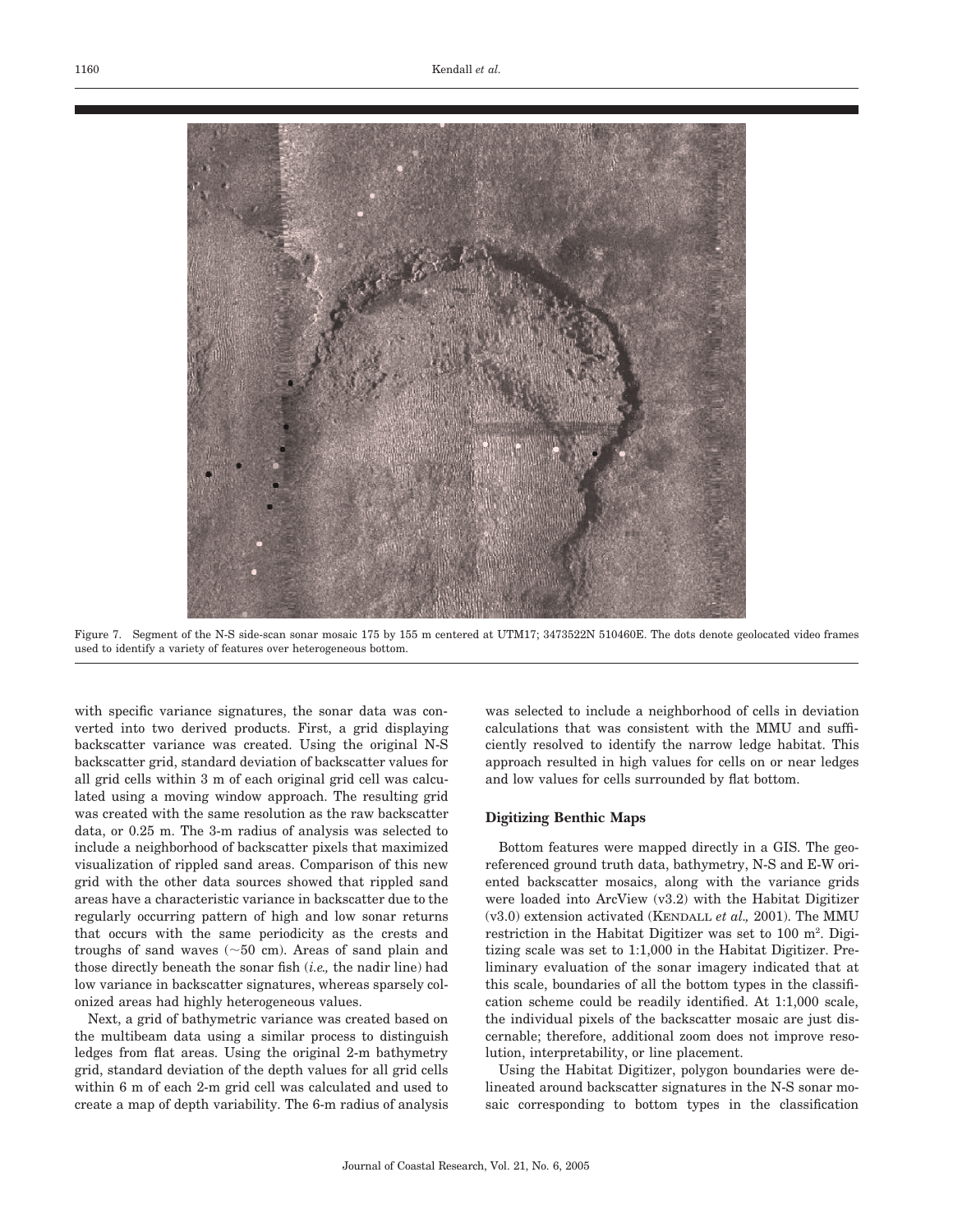Figure 7. Segment of the N-S side-scan sonar mosaic 175 by 155 m centered at UTM17; 3473522N 510460E. The dots denote geolocated video frames used to identify a variety of features over heterogeneous bottom.

with specific variance signatures, the sonar data was converted into two derived products. First, a grid displaying backscatter variance was created. Using the original N-S backscatter grid, standard deviation of backscatter values for all grid cells within 3 m of each original grid cell was calculated using a moving window approach. The resulting grid was created with the same resolution as the raw backscatter data, or 0.25 m. The 3-m radius of analysis was selected to include a neighborhood of backscatter pixels that maximized visualization of rippled sand areas. Comparison of this new grid with the other data sources showed that rippled sand areas have a characteristic variance in backscatter due to the regularly occurring pattern of high and low sonar returns that occurs with the same periodicity as the crests and troughs of sand waves (~50 cm). Areas of sand plain and those directly beneath the sonar fish (*i.e.,* the nadir line) had low variance in backscatter signatures, whereas sparsely colonized areas had highly heterogeneous values.

Next, a grid of bathymetric variance was created based on the multibeam data using a similar process to distinguish ledges from flat areas. Using the original 2-m bathymetry grid, standard deviation of the depth values for all grid cells within 6 m of each 2-m grid cell was calculated and used to create a map of depth variability. The 6-m radius of analysis was selected to include a neighborhood of cells in deviation calculations that was consistent with the MMU and sufficiently resolved to identify the narrow ledge habitat. This approach resulted in high values for cells on or near ledges and low values for cells surrounded by flat bottom.

### Digitizing Benthic Maps

Bottom features were mapped directly in a GIS. The georeferenced ground truth data, bathymetry, N-S and E-W oriented backscatter mosaics, along with the variance grids were loaded into ArcView (v3.2) with the Habitat Digitizer (v3.0) extension activated (KENDALL *et al.,* 2001). The MMU restriction in the Habitat Digitizer was set to 100 m$^2$. Digitizing scale was set to 1:1,000 in the Habitat Digitizer. Preliminary evaluation of the sonar imagery indicated that at this scale, boundaries of all the bottom types in the classification scheme could be readily identified. At 1:1,000 scale, the individual pixels of the backscatter mosaic are just discernable; therefore, additional zoom does not improve resolution, interpretability, or line placement.

Using the Habitat Digitizer, polygon boundaries were delineated around backscatter signatures in the N-S sonar mosaic corresponding to bottom types in the classification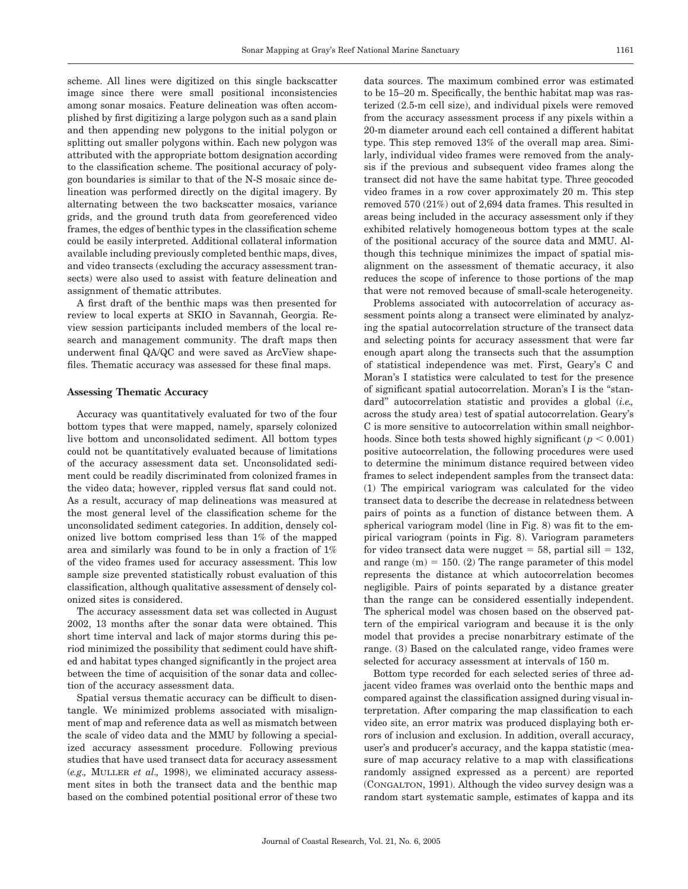scheme. All lines were digitized on this single backscatter image since there were small positional inconsistencies among sonar mosaics. Feature delineation was often accomplished by first digitizing a large polygon such as a sand plain and then appending new polygons to the initial polygon or splitting out smaller polygons within. Each new polygon was attributed with the appropriate bottom designation according to the classification scheme. The positional accuracy of polygon boundaries is similar to that of the N-S mosaic since delineation was performed directly on the digital imagery. By alternating between the two backscatter mosaics, variance grids, and the ground truth data from georeferenced video frames, the edges of benthic types in the classification scheme could be easily interpreted. Additional collateral information available including previously completed benthic maps, dives, and video transects (excluding the accuracy assessment transects) were also used to assist with feature delineation and assignment of thematic attributes.

A first draft of the benthic maps was then presented for review to local experts at SKIO in Savannah, Georgia. Review session participants included members of the local research and management community. The draft maps then underwent final QA/QC and were saved as ArcView shapefiles. Thematic accuracy was assessed for these final maps.

### Assessing Thematic Accuracy

Accuracy was quantitatively evaluated for two of the four bottom types that were mapped, namely, sparsely colonized live bottom and unconsolidated sediment. All bottom types could not be quantitatively evaluated because of limitations of the accuracy assessment data set. Unconsolidated sediment could be readily discriminated from colonized frames in the video data; however, rippled versus flat sand could not. As a result, accuracy of map delineations was measured at the most general level of the classification scheme for the unconsolidated sediment categories. In addition, densely colonized live bottom comprised less than 1% of the mapped area and similarly was found to be in only a fraction of 1% of the video frames used for accuracy assessment. This low sample size prevented statistically robust evaluation of this classification, although qualitative assessment of densely colonized sites is considered.

The accuracy assessment data set was collected in August 2002, 13 months after the sonar data were obtained. This short time interval and lack of major storms during this period minimized the possibility that sediment could have shifted and habitat types changed significantly in the project area between the time of acquisition of the sonar data and collection of the accuracy assessment data.

Spatial versus thematic accuracy can be difficult to disentangle. We minimized problems associated with misalignment of map and reference data as well as mismatch between the scale of video data and the MMU by following a specialized accuracy assessment procedure. Following previous studies that have used transect data for accuracy assessment (*e.g.,* MULLER *et al.,* 1998), we eliminated accuracy assessment sites in both the transect data and the benthic map based on the combined potential positional error of these two data sources. The maximum combined error was estimated to be 15–20 m. Specifically, the benthic habitat map was rasterized (2.5-m cell size), and individual pixels were removed from the accuracy assessment process if any pixels within a 20-m diameter around each cell contained a different habitat type. This step removed 13% of the overall map area. Similarly, individual video frames were removed from the analysis if the previous and subsequent video frames along the transect did not have the same habitat type. Three geocoded video frames in a row cover approximately 20 m. This step removed 570 (21%) out of 2,694 data frames. This resulted in areas being included in the accuracy assessment only if they exhibited relatively homogeneous bottom types at the scale of the positional accuracy of the source data and MMU. Although this technique minimizes the impact of spatial misalignment on the assessment of thematic accuracy, it also reduces the scope of inference to those portions of the map that were not removed because of small-scale heterogeneity.

Problems associated with autocorrelation of accuracy assessment points along a transect were eliminated by analyzing the spatial autocorrelation structure of the transect data and selecting points for accuracy assessment that were far enough apart along the transects such that the assumption of statistical independence was met. First, Geary's C and Moran's I statistics were calculated to test for the presence of significant spatial autocorrelation. Moran's I is the "standard" autocorrelation statistic and provides a global (*i.e.,* across the study area) test of spatial autocorrelation. Geary's C is more sensitive to autocorrelation within small neighborhoods. Since both tests showed highly significant ($p < 0.001$) positive autocorrelation, the following procedures were used to determine the minimum distance required between video frames to select independent samples from the transect data: (1) The empirical variogram was calculated for the video transect data to describe the decrease in relatedness between pairs of points as a function of distance between them. A spherical variogram model (line in Fig. 8) was fit to the empirical variogram (points in Fig. 8). Variogram parameters for video transect data were nugget = 58, partial sill = 132, and range (m) = 150. (2) The range parameter of this model represents the distance at which autocorrelation becomes negligible. Pairs of points separated by a distance greater than the range can be considered essentially independent. The spherical model was chosen based on the observed pattern of the empirical variogram and because it is the only model that provides a precise nonarbitrary estimate of the range. (3) Based on the calculated range, video frames were selected for accuracy assessment at intervals of 150 m.

Bottom type recorded for each selected series of three adjacent video frames was overlaid onto the benthic maps and compared against the classification assigned during visual interpretation. After comparing the map classification to each video site, an error matrix was produced displaying both errors of inclusion and exclusion. In addition, overall accuracy, user's and producer's accuracy, and the kappa statistic (measure of map accuracy relative to a map with classifications randomly assigned expressed as a percent) are reported (CONGALTON, 1991). Although the video survey design was a random start systematic sample, estimates of kappa and its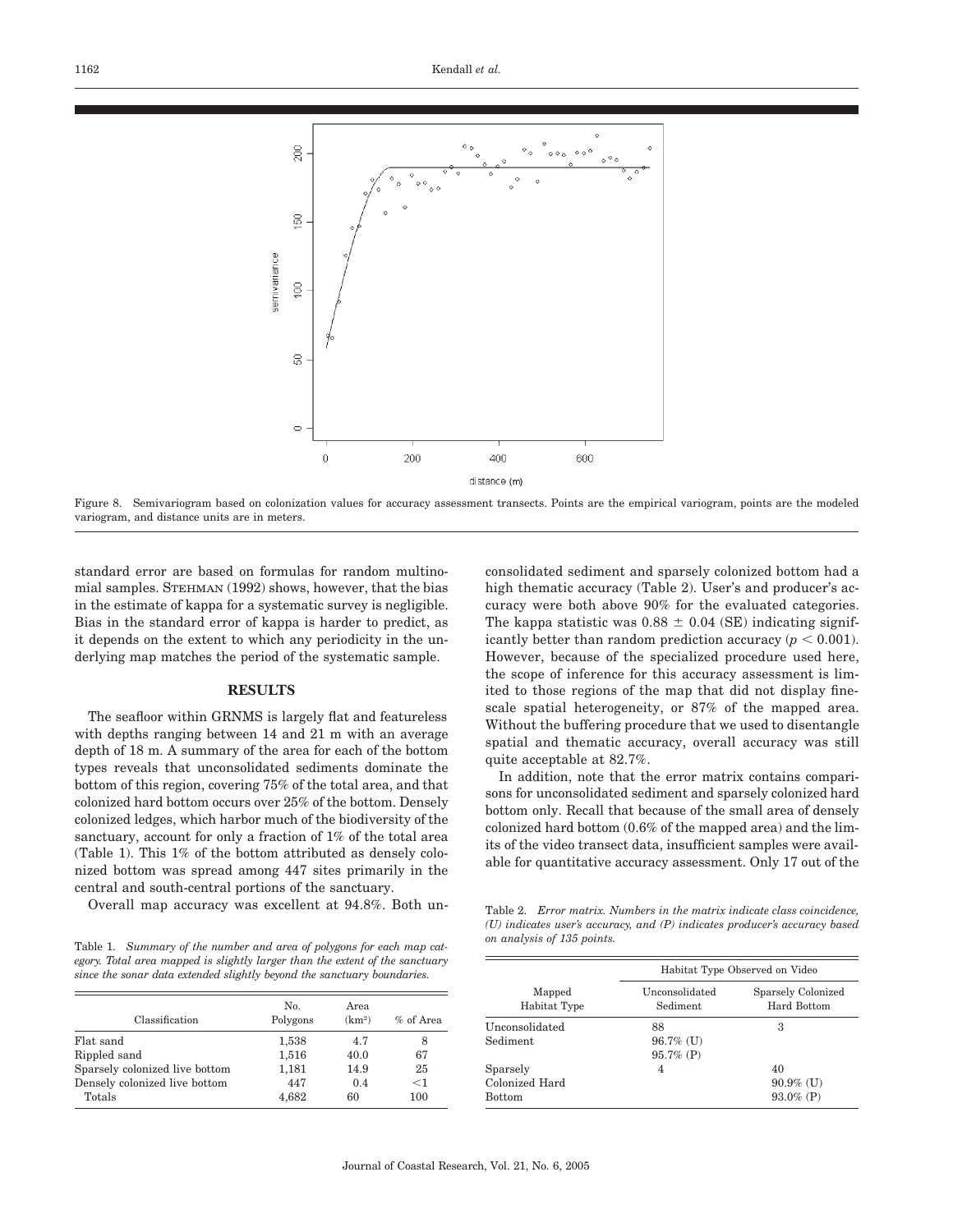Figure 8. Semivariogram based on colonization values for accuracy assessment transects. Points are the empirical variogram, points are the modeled variogram, and distance units are in meters.

standard error are based on formulas for random multinomial samples. STEHMAN (1992) shows, however, that the bias in the estimate of kappa for a systematic survey is negligible. Bias in the standard error of kappa is harder to predict, as it depends on the extent to which any periodicity in the underlying map matches the period of the systematic sample.

## RESULTS

The seafloor within GRNMS is largely flat and featureless with depths ranging between 14 and 21 m with an average depth of 18 m. A summary of the area for each of the bottom types reveals that unconsolidated sediments dominate the bottom of this region, covering 75% of the total area, and that colonized hard bottom occurs over 25% of the bottom. Densely colonized ledges, which harbor much of the biodiversity of the sanctuary, account for only a fraction of 1% of the total area (Table 1). This 1% of the bottom attributed as densely colonized bottom was spread among 447 sites primarily in the central and south-central portions of the sanctuary.

Overall map accuracy was excellent at 94.8%. Both unconsolidated sediment and sparsely colonized bottom had a high thematic accuracy (Table 2). User's and producer's accuracy were both above 90% for the evaluated categories. The kappa statistic was $0.88 \pm 0.04$ (SE) indicating significantly better than random prediction accuracy ($p < 0.001$). However, because of the specialized procedure used here, the scope of inference for this accuracy assessment is limited to those regions of the map that did not display fine-scale spatial heterogeneity, or 87% of the mapped area. Without the buffering procedure that we used to disentangle spatial and thematic accuracy, overall accuracy was still quite acceptable at 82.7%.

In addition, note that the error matrix contains comparisons for unconsolidated sediment and sparsely colonized hard bottom only. Recall that because of the small area of densely colonized hard bottom (0.6% of the mapped area) and the limits of the video transect data, insufficient samples were available for quantitative accuracy assessment. Only 17 out of the

Table 1. *Summary of the number and area of polygons for each map category. Total area mapped is slightly larger than the extent of the sanctuary since the sonar data extended slightly beyond the sanctuary boundaries.*

| Classification | No. Polygons | Area (km²) | % of Area |
|---|---|---|---|
| Flat sand | 1,538 | 4.7 | 8 |
| Rippled sand | 1,516 | 40.0 | 67 |
| Sparsely colonized live bottom | 1,181 | 14.9 | 25 |
| Densely colonized live bottom | 447 | 0.4 | <1 |
| Totals | 4,682 | 60 | 100 |

Table 2. *Error matrix. Numbers in the matrix indicate class coincidence, (U) indicates user's accuracy, and (P) indicates producer's accuracy based on analysis of 135 points.*

| Mapped Habitat Type | Habitat Type Observed on Video | |
|---|---|---|
| | Unconsolidated Sediment | Sparsely Colonized Hard Bottom |
| Unconsolidated Sediment | 88<br>96.7% (U)<br>95.7% (P) | 3 |
| Sparsely Colonized Hard Bottom | 4 | 40<br>90.9% (U)<br>93.0% (P) |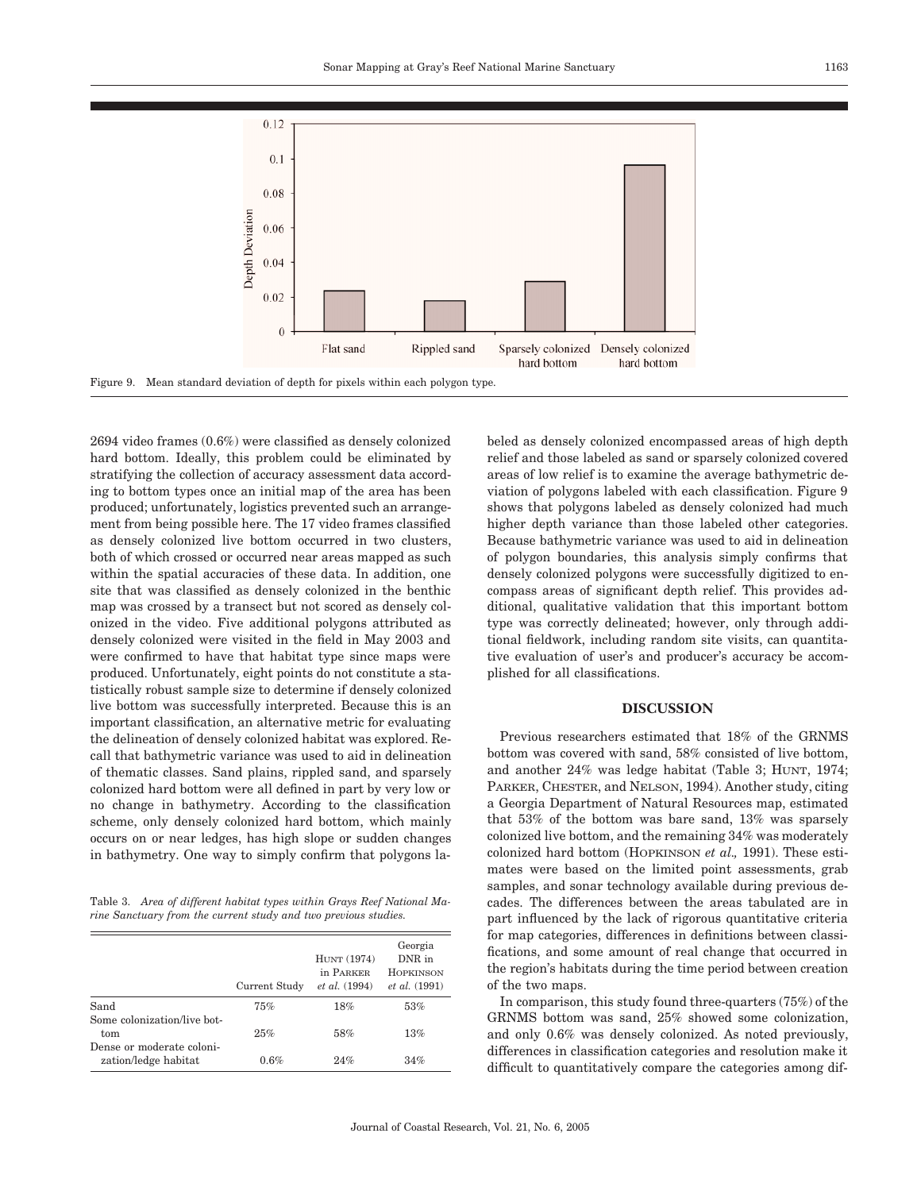0.12
0.1
0.08
0.06
0.04
0.02
0
Depth Deviation
Flat sand
Rippled sand
Sparsely colonized hard bottom
Densely colonized hard bottom

Figure 9. Mean standard deviation of depth for pixels within each polygon type.

2694 video frames (0.6%) were classified as densely colonized hard bottom. Ideally, this problem could be eliminated by stratifying the collection of accuracy assessment data according to bottom types once an initial map of the area has been produced; unfortunately, logistics prevented such an arrangement from being possible here. The 17 video frames classified as densely colonized live bottom occurred in two clusters, both of which crossed or occurred near areas mapped as such within the spatial accuracies of these data. In addition, one site that was classified as densely colonized in the benthic map was crossed by a transect but not scored as densely colonized in the video. Five additional polygons attributed as densely colonized were visited in the field in May 2003 and were confirmed to have that habitat type since maps were produced. Unfortunately, eight points do not constitute a statistically robust sample size to determine if densely colonized live bottom was successfully interpreted. Because this is an important classification, an alternative metric for evaluating the delineation of densely colonized habitat was explored. Recall that bathymetric variance was used to aid in delineation of thematic classes. Sand plains, rippled sand, and sparsely colonized hard bottom were all defined in part by very low or no change in bathymetry. According to the classification scheme, only densely colonized hard bottom, which mainly occurs on or near ledges, has high slope or sudden changes in bathymetry. One way to simply confirm that polygons labeled as densely colonized encompassed areas of high depth relief and those labeled as sand or sparsely colonized covered areas of low relief is to examine the average bathymetric deviation of polygons labeled with each classification. Figure 9 shows that polygons labeled as densely colonized had much higher depth variance than those labeled other categories. Because bathymetric variance was used to aid in delineation of polygon boundaries, this analysis simply confirms that densely colonized polygons were successfully digitized to encompass areas of significant depth relief. This provides additional, qualitative validation that this important bottom type was correctly delineated; however, only through additional fieldwork, including random site visits, can quantitative evaluation of user's and producer's accuracy be accomplished for all classifications.

Table 3. *Area of different habitat types within Grays Reef National Marine Sanctuary from the current study and two previous studies.*

| | Current Study | Hunt (1974) in Parker *et al.* (1994) | Georgia DNR in Hopkinson *et al.* (1991) |
|---|---|---|---|
| Sand | 75% | 18% | 53% |
| Some colonization/live bottom | 25% | 58% | 13% |
| Dense or moderate colonization/ledge habitat | 0.6% | 24% | 34% |

## DISCUSSION

Previous researchers estimated that 18% of the GRNMS bottom was covered with sand, 58% consisted of live bottom, and another 24% was ledge habitat (Table 3; Hunt, 1974; Parker, Chester, and Nelson, 1994). Another study, citing a Georgia Department of Natural Resources map, estimated that 53% of the bottom was bare sand, 13% was sparsely colonized live bottom, and the remaining 34% was moderately colonized hard bottom (Hopkinson *et al.,* 1991). These estimates were based on the limited point assessments, grab samples, and sonar technology available during previous decades. The differences between the areas tabulated are in part influenced by the lack of rigorous quantitative criteria for map categories, differences in definitions between classifications, and some amount of real change that occurred in the region's habitats during the time period between creation of the two maps.

In comparison, this study found three-quarters (75%) of the GRNMS bottom was sand, 25% showed some colonization, and only 0.6% was densely colonized. As noted previously, differences in classification categories and resolution make it difficult to quantitatively compare the categories among dif-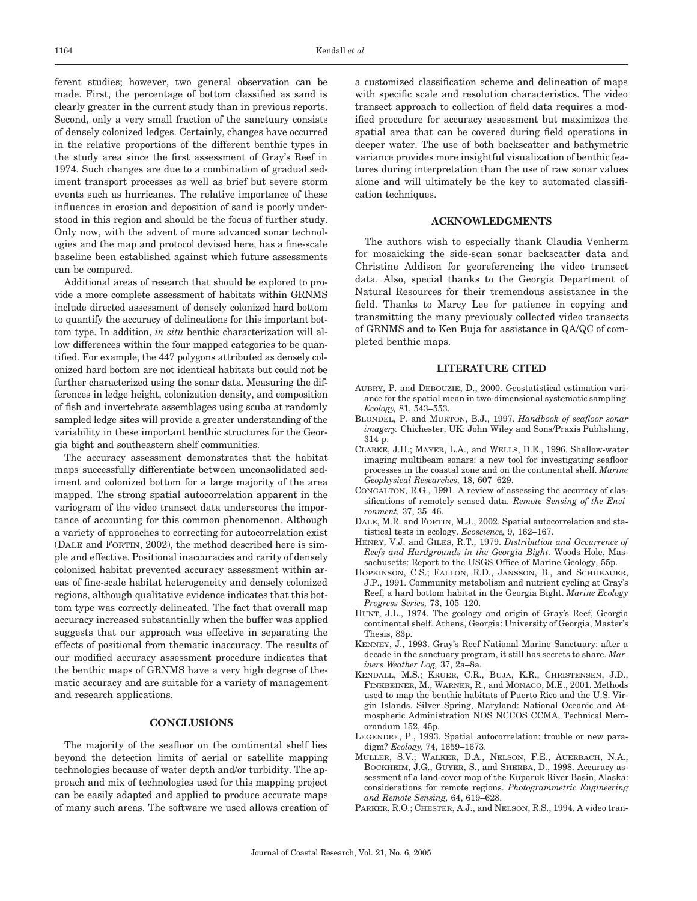ferent studies; however, two general observation can be made. First, the percentage of bottom classified as sand is clearly greater in the current study than in previous reports. Second, only a very small fraction of the sanctuary consists of densely colonized ledges. Certainly, changes have occurred in the relative proportions of the different benthic types in the study area since the first assessment of Gray's Reef in 1974. Such changes are due to a combination of gradual sediment transport processes as well as brief but severe storm events such as hurricanes. The relative importance of these influences in erosion and deposition of sand is poorly understood in this region and should be the focus of further study. Only now, with the advent of more advanced sonar technologies and the map and protocol devised here, has a fine-scale baseline been established against which future assessments can be compared.

Additional areas of research that should be explored to provide a more complete assessment of habitats within GRNMS include directed assessment of densely colonized hard bottom to quantify the accuracy of delineations for this important bottom type. In addition, *in situ* benthic characterization will allow differences within the four mapped categories to be quantified. For example, the 447 polygons attributed as densely colonized hard bottom are not identical habitats but could not be further characterized using the sonar data. Measuring the differences in ledge height, colonization density, and composition of fish and invertebrate assemblages using scuba at randomly sampled ledge sites will provide a greater understanding of the variability in these important benthic structures for the Georgia bight and southeastern shelf communities.

The accuracy assessment demonstrates that the habitat maps successfully differentiate between unconsolidated sediment and colonized bottom for a large majority of the area mapped. The strong spatial autocorrelation apparent in the variogram of the video transect data underscores the importance of accounting for this common phenomenon. Although a variety of approaches to correcting for autocorrelation exist (Dale and Fortin, 2002), the method described here is simple and effective. Positional inaccuracies and rarity of densely colonized habitat prevented accuracy assessment within areas of fine-scale habitat heterogeneity and densely colonized regions, although qualitative evidence indicates that this bottom type was correctly delineated. The fact that overall map accuracy increased substantially when the buffer was applied suggests that our approach was effective in separating the effects of positional from thematic inaccuracy. The results of our modified accuracy assessment procedure indicates that the benthic maps of GRNMS have a very high degree of thematic accuracy and are suitable for a variety of management and research applications.

## CONCLUSIONS

The majority of the seafloor on the continental shelf lies beyond the detection limits of aerial or satellite mapping technologies because of water depth and/or turbidity. The approach and mix of technologies used for this mapping project can be easily adapted and applied to produce accurate maps of many such areas. The software we used allows creation of a customized classification scheme and delineation of maps with specific scale and resolution characteristics. The video transect approach to collection of field data requires a modified procedure for accuracy assessment but maximizes the spatial area that can be covered during field operations in deeper water. The use of both backscatter and bathymetric variance provides more insightful visualization of benthic features during interpretation than the use of raw sonar values alone and will ultimately be the key to automated classification techniques.

## ACKNOWLEDGMENTS

The authors wish to especially thank Claudia Venherm for mosaicking the side-scan sonar backscatter data and Christine Addison for georeferencing the video transect data. Also, special thanks to the Georgia Department of Natural Resources for their tremendous assistance in the field. Thanks to Marcy Lee for patience in copying and transmitting the many previously collected video transects of GRNMS and to Ken Buja for assistance in QA/QC of completed benthic maps.

## LITERATURE CITED

Aubry, P. and Debouzie, D., 2000. Geostatistical estimation variance for the spatial mean in two-dimensional systematic sampling. *Ecology,* 81, 543–553.

Blondel, P. and Murton, B.J., 1997. *Handbook of seafloor sonar imagery.* Chichester, UK: John Wiley and Sons/Praxis Publishing, 314 p.

Clarke, J.H.; Mayer, L.A., and Wells, D.E., 1996. Shallow-water imaging multibeam sonars: a new tool for investigating seafloor processes in the coastal zone and on the continental shelf. *Marine Geophysical Researches,* 18, 607–629.

Congalton, R.G., 1991. A review of assessing the accuracy of classifications of remotely sensed data. *Remote Sensing of the Environment,* 37, 35–46.

Dale, M.R. and Fortin, M.J., 2002. Spatial autocorrelation and statistical tests in ecology. *Ecoscience,* 9, 162–167.

Henry, V.J. and Giles, R.T., 1979. *Distribution and Occurrence of Reefs and Hardgrounds in the Georgia Bight.* Woods Hole, Massachusetts: Report to the USGS Office of Marine Geology, 55p.

Hopkinson, C.S.; Fallon, R.D., Jansson, B., and Schubauer, J.P., 1991. Community metabolism and nutrient cycling at Gray's Reef, a hard bottom habitat in the Georgia Bight. *Marine Ecology Progress Series,* 73, 105–120.

Hunt, J.L., 1974. The geology and origin of Gray's Reef, Georgia continental shelf. Athens, Georgia: University of Georgia, Master's Thesis, 83p.

Kenney, J., 1993. Gray's Reef National Marine Sanctuary: after a decade in the sanctuary program, it still has secrets to share. *Mariners Weather Log,* 37, 2a–8a.

Kendall, M.S.; Kruer, C.R., Buja, K.R., Christensen, J.D., Finkbeiner, M., Warner, R., and Monaco, M.E., 2001. Methods used to map the benthic habitats of Puerto Rico and the U.S. Virgin Islands. Silver Spring, Maryland: National Oceanic and Atmospheric Administration NOS NCCOS CCMA, Technical Memorandum 152, 45p.

Legendre, P., 1993. Spatial autocorrelation: trouble or new paradigm? *Ecology,* 74, 1659–1673.

Muller, S.V.; Walker, D.A., Nelson, F.E., Auerbach, N.A., Bockheim, J.G., Guyer, S., and Sherba, D., 1998. Accuracy assessment of a land-cover map of the Kuparuk River Basin, Alaska: considerations for remote regions. *Photogrammetric Engineering and Remote Sensing,* 64, 619–628.

Parker, R.O.; Chester, A.J., and Nelson, R.S., 1994. A video tran-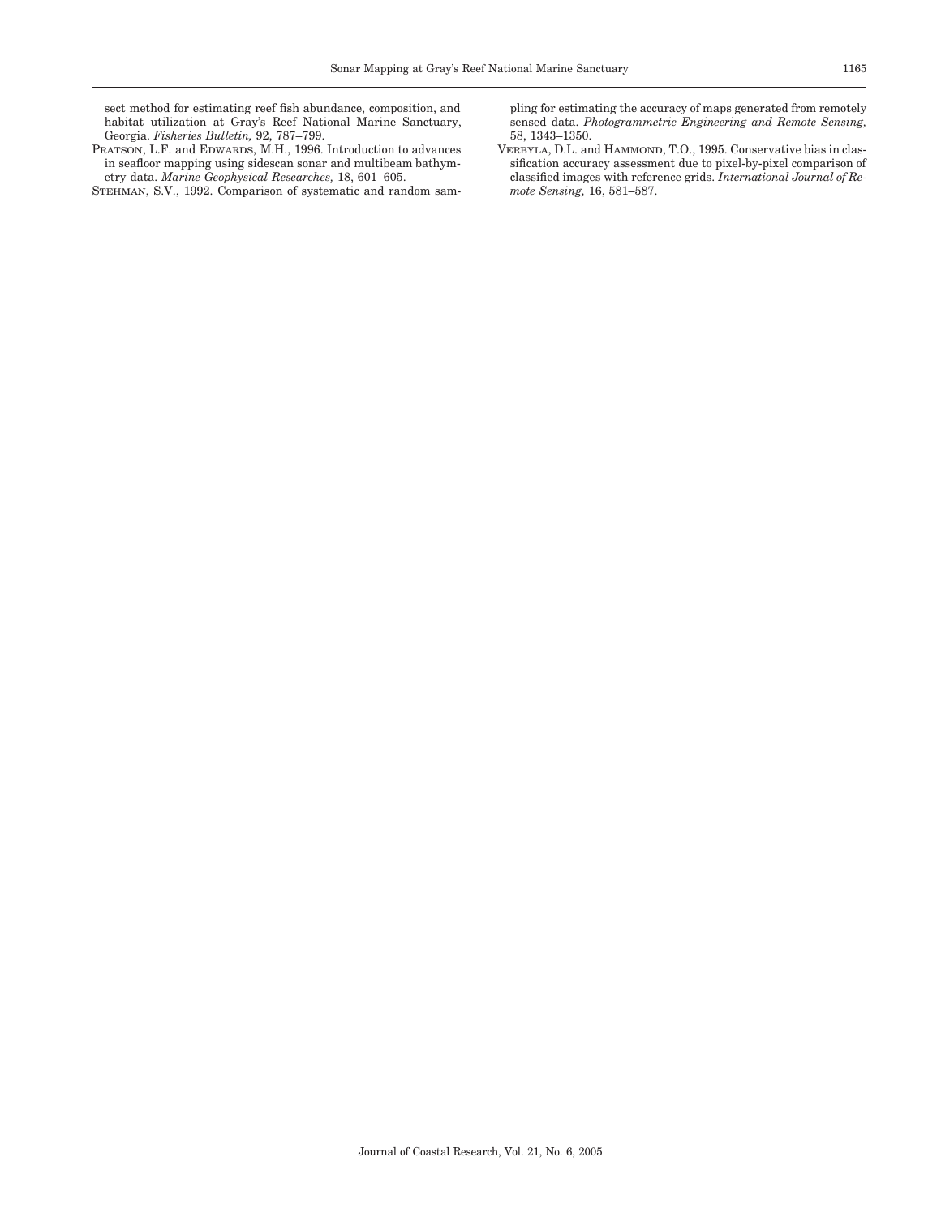sect method for estimating reef fish abundance, composition, and habitat utilization at Gray's Reef National Marine Sanctuary, Georgia. *Fisheries Bulletin,* 92, 787–799.

PRATSON, L.F. and EDWARDS, M.H., 1996. Introduction to advances in seafloor mapping using sidescan sonar and multibeam bathymetry data. *Marine Geophysical Researches,* 18, 601–605.

STEHMAN, S.V., 1992. Comparison of systematic and random sampling for estimating the accuracy of maps generated from remotely sensed data. *Photogrammetric Engineering and Remote Sensing,* 58, 1343–1350.

VERBYLA, D.L. and HAMMOND, T.O., 1995. Conservative bias in classification accuracy assessment due to pixel-by-pixel comparison of classified images with reference grids. *International Journal of Remote Sensing,* 16, 581–587.